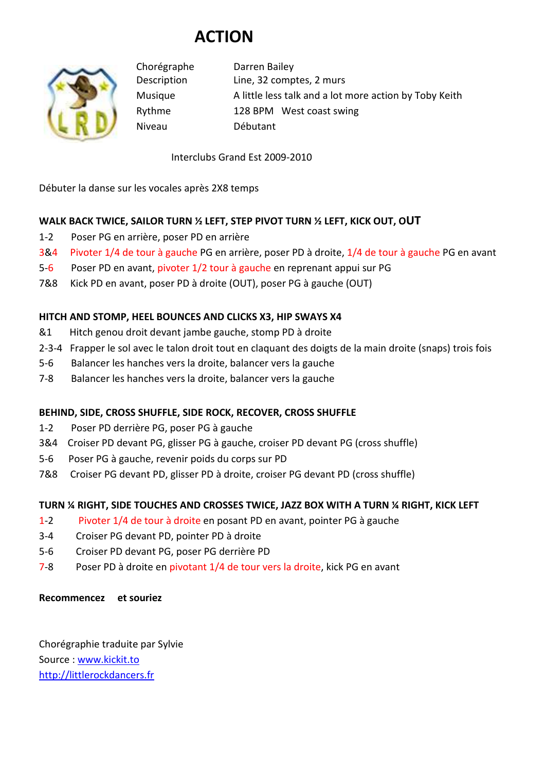# ACTION

| | |
|---|---|
| Chorégraphe | Darren Bailey |
| Description | Line, 32 comptes, 2 murs |
| Musique | A little less talk and a lot more action by Toby Keith |
| Rythme | 128 BPM West coast swing |
| Niveau | Débutant |

Interclubs Grand Est 2009-2010

Débuter la danse sur les vocales après 2X8 temps

**WALK BACK TWICE, SAILOR TURN ½ LEFT, STEP PIVOT TURN ½ LEFT, KICK OUT, OUT**

1-2 Poser PG en arrière, poser PD en arrière
3&4 Pivoter 1/4 de tour à gauche PG en arrière, poser PD à droite, 1/4 de tour à gauche PG en avant
5-6 Poser PD en avant, pivoter 1/2 tour à gauche en reprenant appui sur PG
7&8 Kick PD en avant, poser PD à droite (OUT), poser PG à gauche (OUT)

**HITCH AND STOMP, HEEL BOUNCES AND CLICKS X3, HIP SWAYS X4**

&1 Hitch genou droit devant jambe gauche, stomp PD à droite
2-3-4 Frapper le sol avec le talon droit tout en claquant des doigts de la main droite (snaps) trois fois
5-6 Balancer les hanches vers la droite, balancer vers la gauche
7-8 Balancer les hanches vers la droite, balancer vers la gauche

**BEHIND, SIDE, CROSS SHUFFLE, SIDE ROCK, RECOVER, CROSS SHUFFLE**

1-2 Poser PD derrière PG, poser PG à gauche
3&4 Croiser PD devant PG, glisser PG à gauche, croiser PD devant PG (cross shuffle)
5-6 Poser PG à gauche, revenir poids du corps sur PD
7&8 Croiser PG devant PD, glisser PD à droite, croiser PG devant PD (cross shuffle)

**TURN ¼ RIGHT, SIDE TOUCHES AND CROSSES TWICE, JAZZ BOX WITH A TURN ¼ RIGHT, KICK LEFT**

1-2 Pivoter 1/4 de tour à droite en posant PD en avant, pointer PG à gauche
3-4 Croiser PG devant PD, pointer PD à droite
5-6 Croiser PD devant PG, poser PG derrière PD
7-8 Poser PD à droite en pivotant 1/4 de tour vers la droite, kick PG en avant

**Recommencez et souriez**

Chorégraphie traduite par Sylvie
Source : www.kickit.to
http://littlerockdancers.fr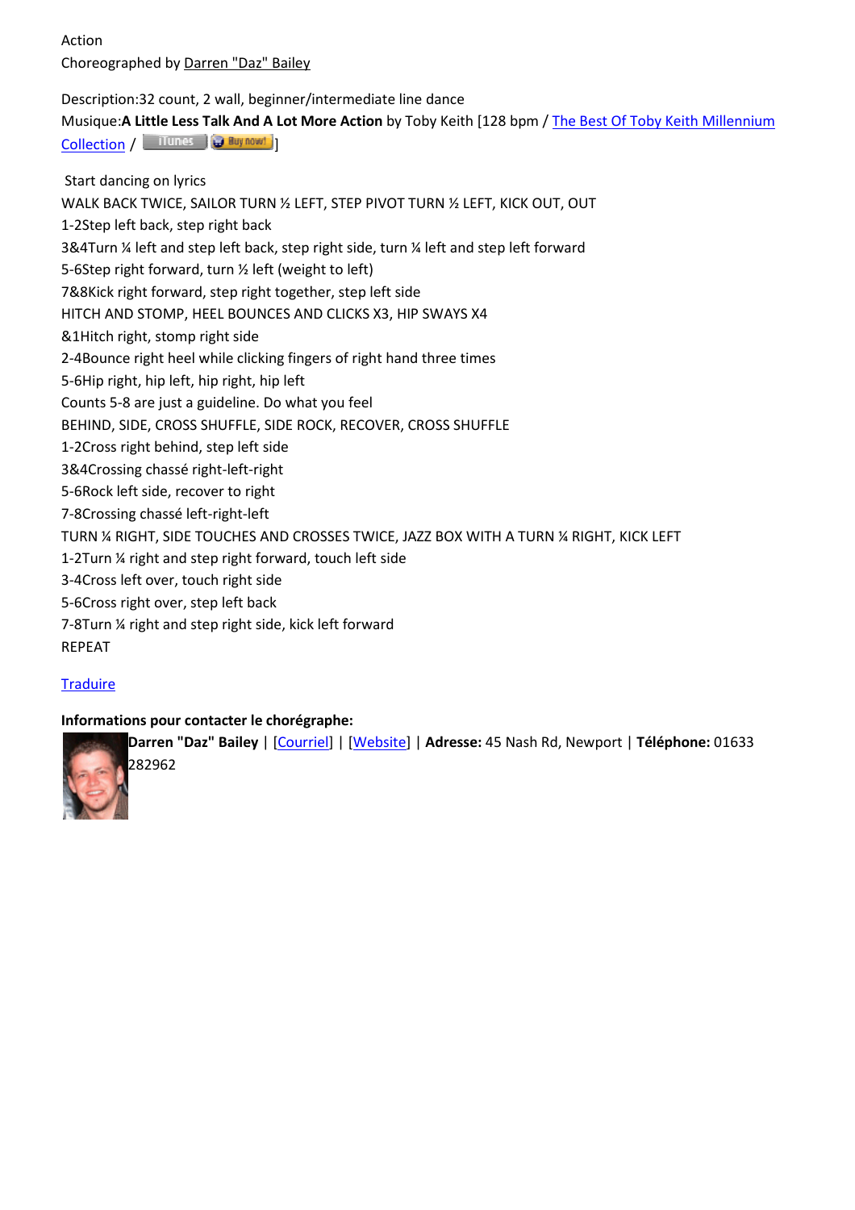Action

Choreographed by Darren "Daz" Bailey

Description:32 count, 2 wall, beginner/intermediate line dance

Musique:**A Little Less Talk And A Lot More Action** by Toby Keith [128 bpm / The Best Of Toby Keith Millennium Collection / iTunes Buy now!]

Start dancing on lyrics

WALK BACK TWICE, SAILOR TURN ½ LEFT, STEP PIVOT TURN ½ LEFT, KICK OUT, OUT

1-2Step left back, step right back

3&4Turn ¼ left and step left back, step right side, turn ¼ left and step left forward

5-6Step right forward, turn ½ left (weight to left)

7&8Kick right forward, step right together, step left side

HITCH AND STOMP, HEEL BOUNCES AND CLICKS X3, HIP SWAYS X4

&1Hitch right, stomp right side

2-4Bounce right heel while clicking fingers of right hand three times

5-6Hip right, hip left, hip right, hip left

Counts 5-8 are just a guideline. Do what you feel

BEHIND, SIDE, CROSS SHUFFLE, SIDE ROCK, RECOVER, CROSS SHUFFLE

1-2Cross right behind, step left side

3&4Crossing chassé right-left-right

5-6Rock left side, recover to right

7-8Crossing chassé left-right-left

TURN ¼ RIGHT, SIDE TOUCHES AND CROSSES TWICE, JAZZ BOX WITH A TURN ¼ RIGHT, KICK LEFT

1-2Turn ¼ right and step right forward, touch left side

3-4Cross left over, touch right side

5-6Cross right over, step left back

7-8Turn ¼ right and step right side, kick left forward

REPEAT

Traduire

**Informations pour contacter le chorégraphe:**

**Darren "Daz" Bailey** | [Courriel] | [Website] | **Adresse:** 45 Nash Rd, Newport | **Téléphone:** 01633 282962